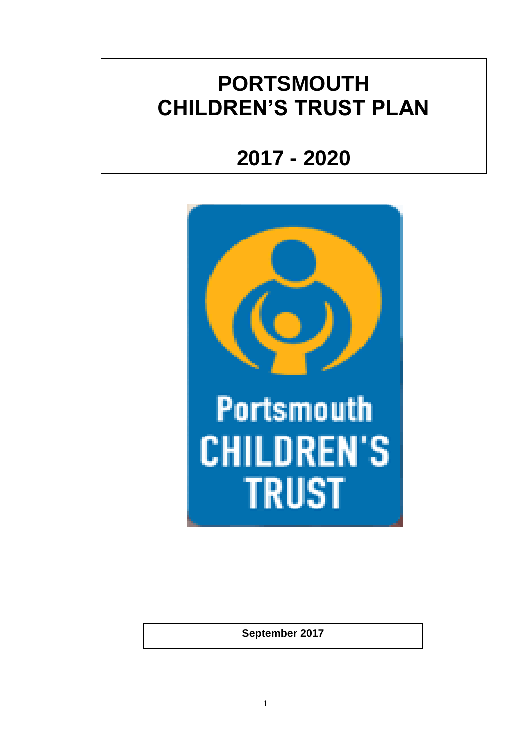# PORTSMOUTH CHILDREN'S TRUST PLAN

# 2017 - 2020

Portsmouth CHILDREN'S TRUST

**September 2017**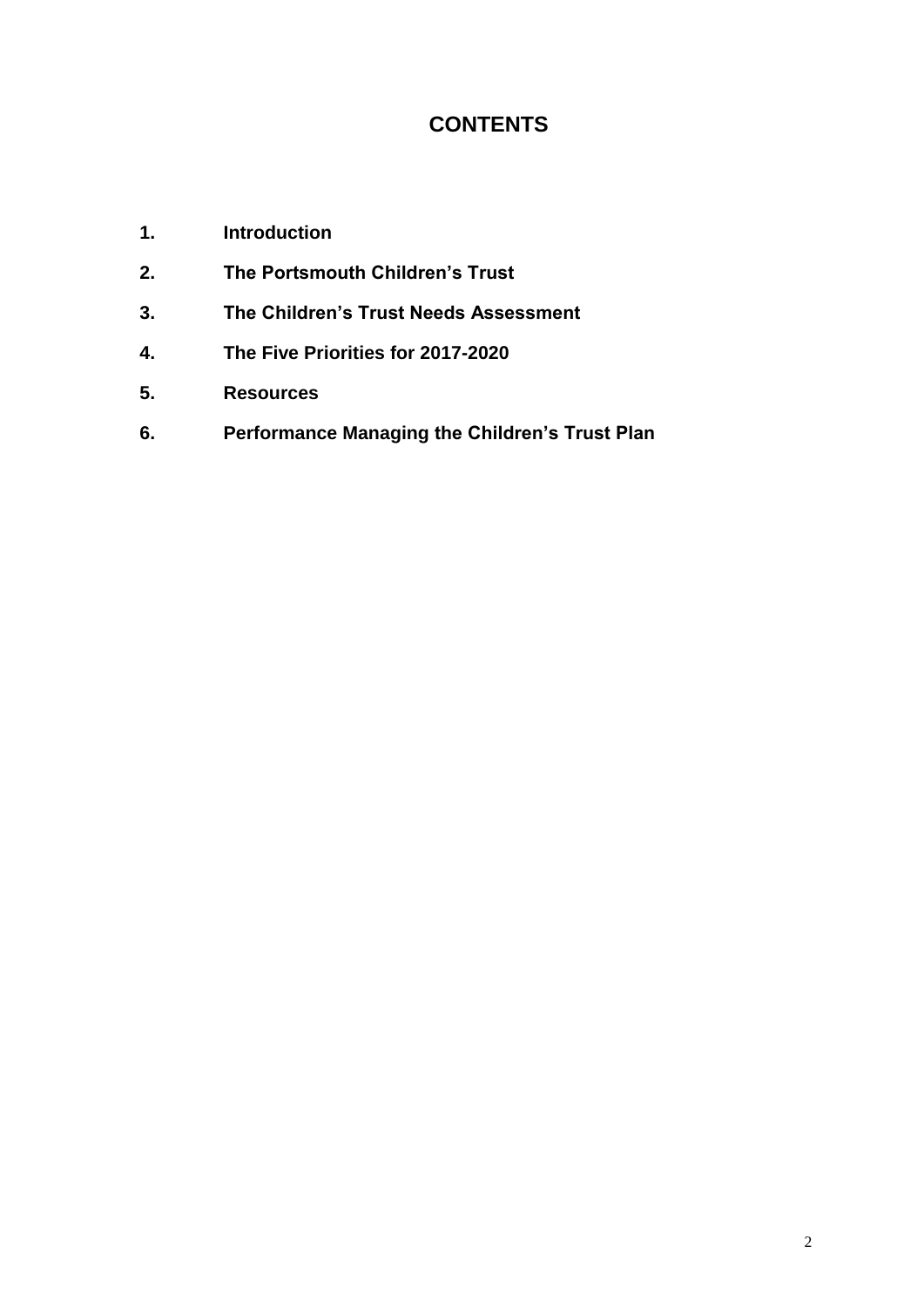# CONTENTS

1. **Introduction**
2. **The Portsmouth Children's Trust**
3. **The Children's Trust Needs Assessment**
4. **The Five Priorities for 2017-2020**
5. **Resources**
6. **Performance Managing the Children's Trust Plan**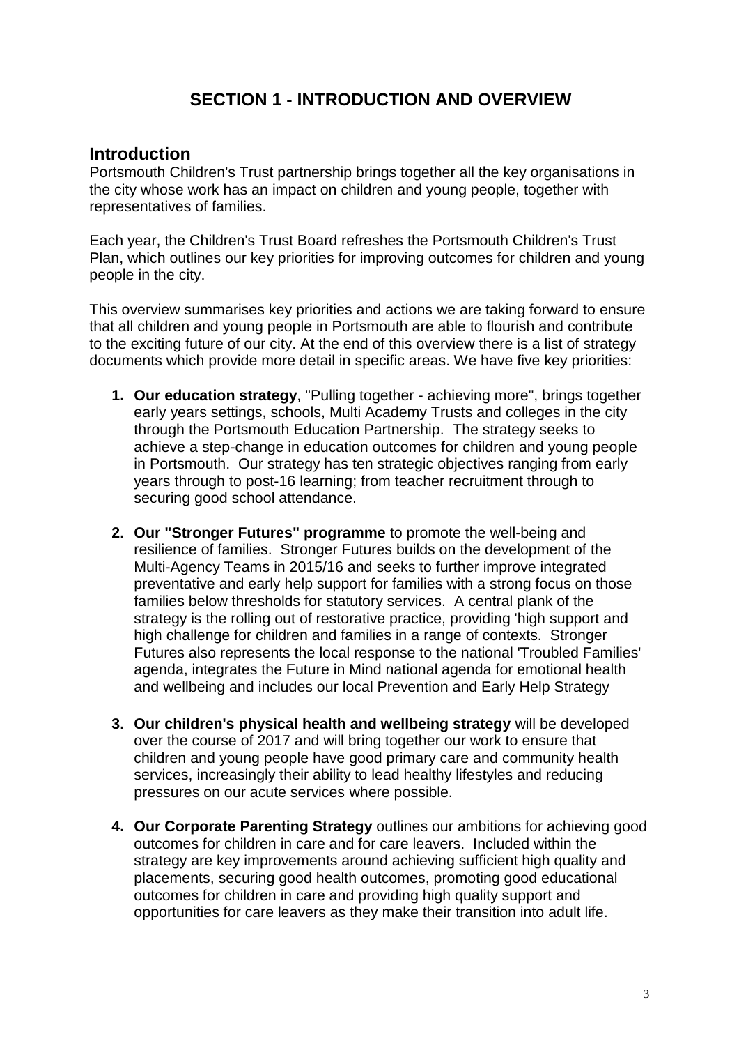# SECTION 1 - INTRODUCTION AND OVERVIEW

## Introduction

Portsmouth Children's Trust partnership brings together all the key organisations in the city whose work has an impact on children and young people, together with representatives of families.

Each year, the Children's Trust Board refreshes the Portsmouth Children's Trust Plan, which outlines our key priorities for improving outcomes for children and young people in the city.

This overview summarises key priorities and actions we are taking forward to ensure that all children and young people in Portsmouth are able to flourish and contribute to the exciting future of our city. At the end of this overview there is a list of strategy documents which provide more detail in specific areas. We have five key priorities:

1. **Our education strategy**, "Pulling together - achieving more", brings together early years settings, schools, Multi Academy Trusts and colleges in the city through the Portsmouth Education Partnership. The strategy seeks to achieve a step-change in education outcomes for children and young people in Portsmouth. Our strategy has ten strategic objectives ranging from early years through to post-16 learning; from teacher recruitment through to securing good school attendance.

2. **Our "Stronger Futures" programme** to promote the well-being and resilience of families. Stronger Futures builds on the development of the Multi-Agency Teams in 2015/16 and seeks to further improve integrated preventative and early help support for families with a strong focus on those families below thresholds for statutory services. A central plank of the strategy is the rolling out of restorative practice, providing 'high support and high challenge for children and families in a range of contexts. Stronger Futures also represents the local response to the national 'Troubled Families' agenda, integrates the Future in Mind national agenda for emotional health and wellbeing and includes our local Prevention and Early Help Strategy

3. **Our children's physical health and wellbeing strategy** will be developed over the course of 2017 and will bring together our work to ensure that children and young people have good primary care and community health services, increasingly their ability to lead healthy lifestyles and reducing pressures on our acute services where possible.

4. **Our Corporate Parenting Strategy** outlines our ambitions for achieving good outcomes for children in care and for care leavers. Included within the strategy are key improvements around achieving sufficient high quality and placements, securing good health outcomes, promoting good educational outcomes for children in care and providing high quality support and opportunities for care leavers as they make their transition into adult life.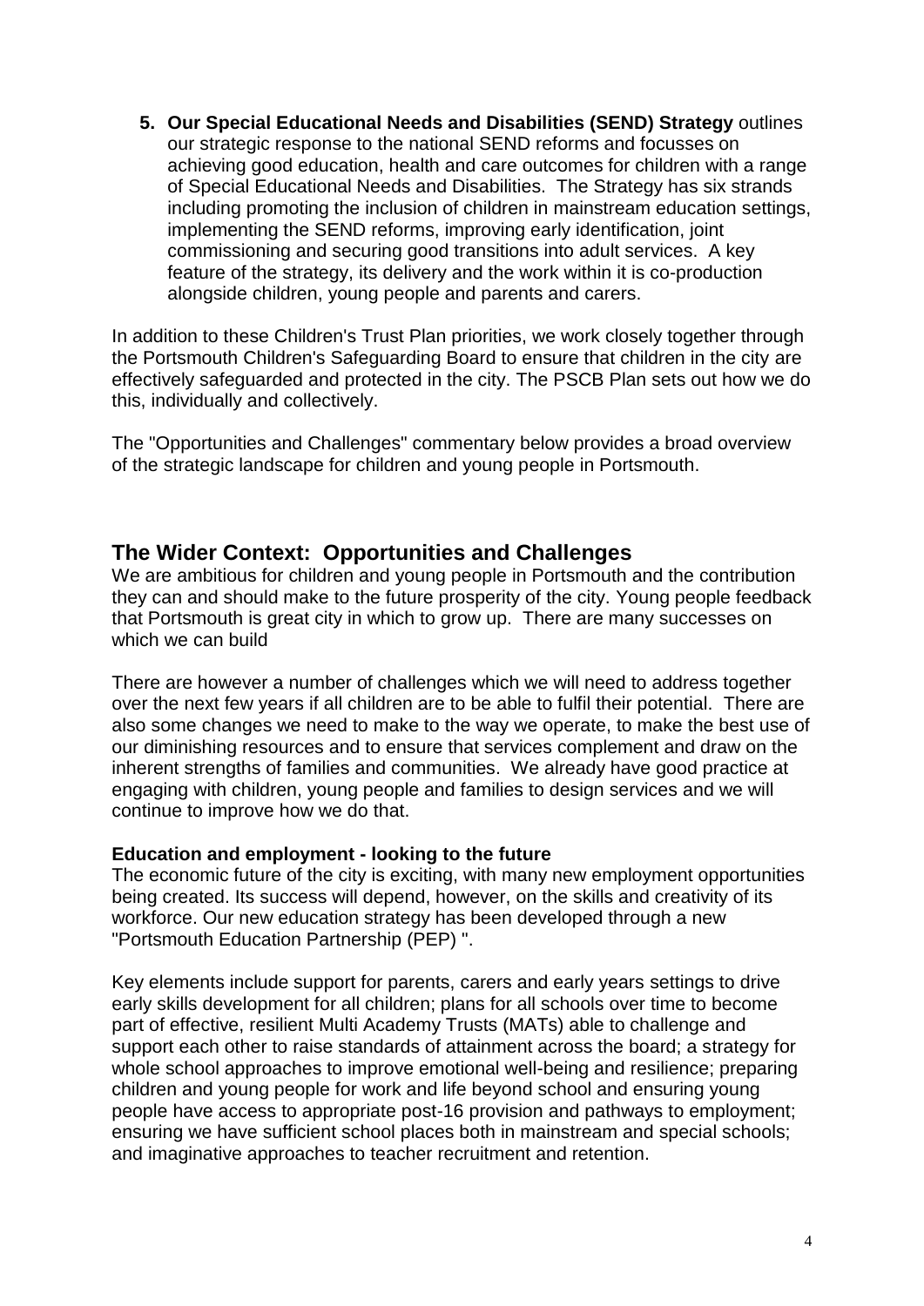5. **Our Special Educational Needs and Disabilities (SEND) Strategy** outlines our strategic response to the national SEND reforms and focusses on achieving good education, health and care outcomes for children with a range of Special Educational Needs and Disabilities. The Strategy has six strands including promoting the inclusion of children in mainstream education settings, implementing the SEND reforms, improving early identification, joint commissioning and securing good transitions into adult services. A key feature of the strategy, its delivery and the work within it is co-production alongside children, young people and parents and carers.

In addition to these Children's Trust Plan priorities, we work closely together through the Portsmouth Children's Safeguarding Board to ensure that children in the city are effectively safeguarded and protected in the city. The PSCB Plan sets out how we do this, individually and collectively.

The "Opportunities and Challenges" commentary below provides a broad overview of the strategic landscape for children and young people in Portsmouth.

## The Wider Context: Opportunities and Challenges

We are ambitious for children and young people in Portsmouth and the contribution they can and should make to the future prosperity of the city. Young people feedback that Portsmouth is great city in which to grow up. There are many successes on which we can build

There are however a number of challenges which we will need to address together over the next few years if all children are to be able to fulfil their potential. There are also some changes we need to make to the way we operate, to make the best use of our diminishing resources and to ensure that services complement and draw on the inherent strengths of families and communities. We already have good practice at engaging with children, young people and families to design services and we will continue to improve how we do that.

**Education and employment - looking to the future**

The economic future of the city is exciting, with many new employment opportunities being created. Its success will depend, however, on the skills and creativity of its workforce. Our new education strategy has been developed through a new "Portsmouth Education Partnership (PEP) ".

Key elements include support for parents, carers and early years settings to drive early skills development for all children; plans for all schools over time to become part of effective, resilient Multi Academy Trusts (MATs) able to challenge and support each other to raise standards of attainment across the board; a strategy for whole school approaches to improve emotional well-being and resilience; preparing children and young people for work and life beyond school and ensuring young people have access to appropriate post-16 provision and pathways to employment; ensuring we have sufficient school places both in mainstream and special schools; and imaginative approaches to teacher recruitment and retention.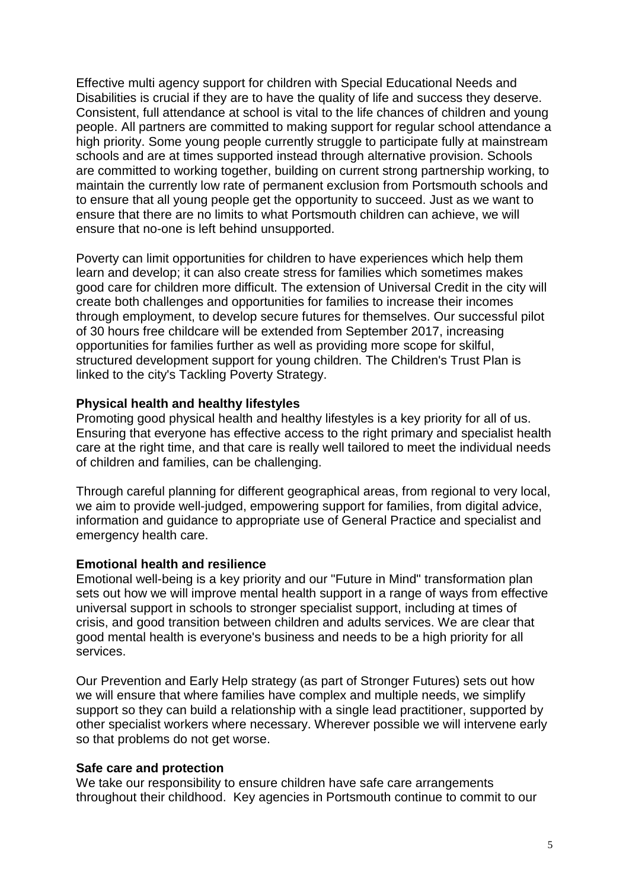Effective multi agency support for children with Special Educational Needs and Disabilities is crucial if they are to have the quality of life and success they deserve. Consistent, full attendance at school is vital to the life chances of children and young people. All partners are committed to making support for regular school attendance a high priority. Some young people currently struggle to participate fully at mainstream schools and are at times supported instead through alternative provision. Schools are committed to working together, building on current strong partnership working, to maintain the currently low rate of permanent exclusion from Portsmouth schools and to ensure that all young people get the opportunity to succeed. Just as we want to ensure that there are no limits to what Portsmouth children can achieve, we will ensure that no-one is left behind unsupported.

Poverty can limit opportunities for children to have experiences which help them learn and develop; it can also create stress for families which sometimes makes good care for children more difficult. The extension of Universal Credit in the city will create both challenges and opportunities for families to increase their incomes through employment, to develop secure futures for themselves. Our successful pilot of 30 hours free childcare will be extended from September 2017, increasing opportunities for families further as well as providing more scope for skilful, structured development support for young children. The Children's Trust Plan is linked to the city's Tackling Poverty Strategy.

**Physical health and healthy lifestyles**

Promoting good physical health and healthy lifestyles is a key priority for all of us. Ensuring that everyone has effective access to the right primary and specialist health care at the right time, and that care is really well tailored to meet the individual needs of children and families, can be challenging.

Through careful planning for different geographical areas, from regional to very local, we aim to provide well-judged, empowering support for families, from digital advice, information and guidance to appropriate use of General Practice and specialist and emergency health care.

**Emotional health and resilience**

Emotional well-being is a key priority and our "Future in Mind" transformation plan sets out how we will improve mental health support in a range of ways from effective universal support in schools to stronger specialist support, including at times of crisis, and good transition between children and adults services. We are clear that good mental health is everyone's business and needs to be a high priority for all services.

Our Prevention and Early Help strategy (as part of Stronger Futures) sets out how we will ensure that where families have complex and multiple needs, we simplify support so they can build a relationship with a single lead practitioner, supported by other specialist workers where necessary. Wherever possible we will intervene early so that problems do not get worse.

**Safe care and protection**

We take our responsibility to ensure children have safe care arrangements throughout their childhood. Key agencies in Portsmouth continue to commit to our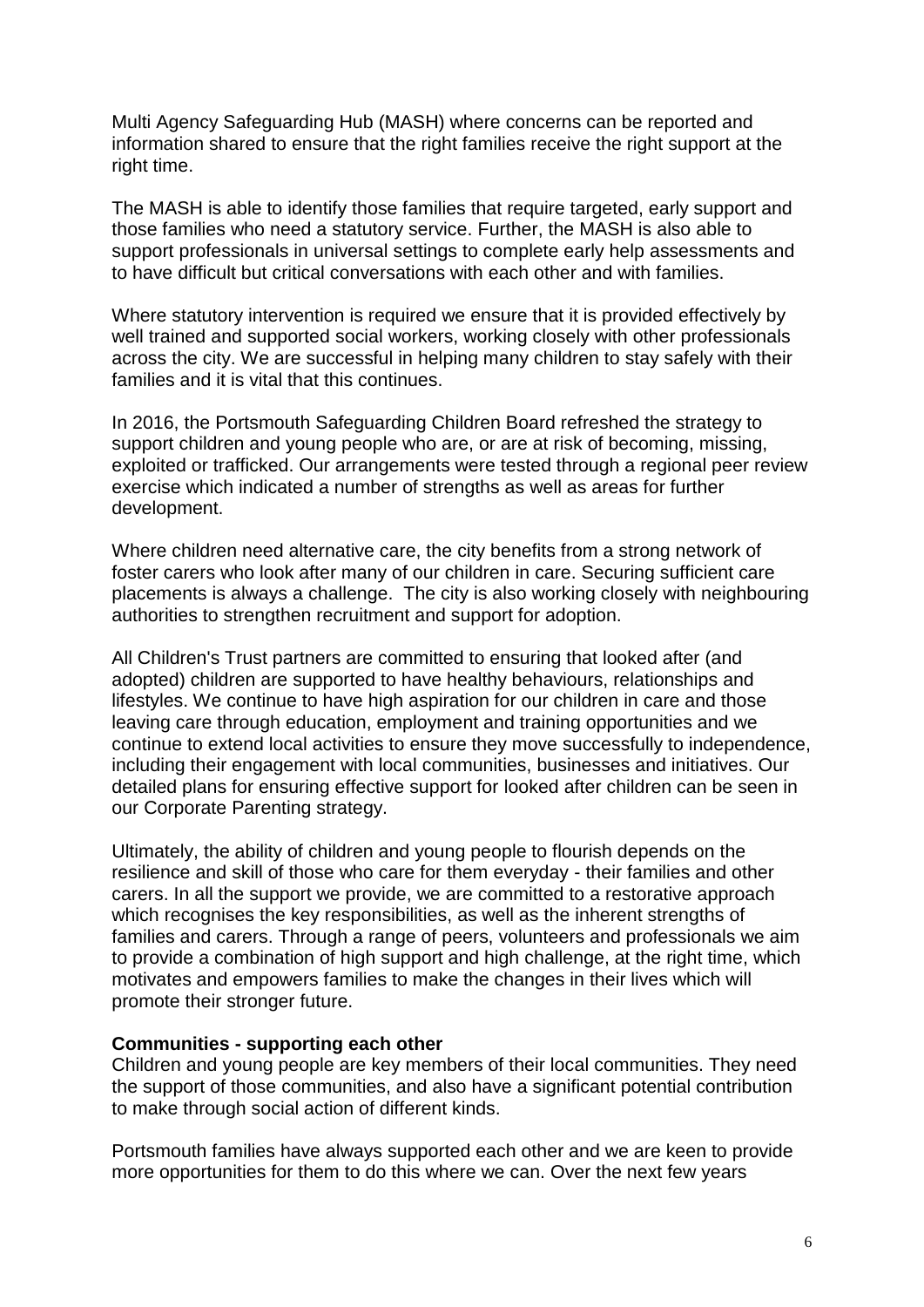Multi Agency Safeguarding Hub (MASH) where concerns can be reported and information shared to ensure that the right families receive the right support at the right time.

The MASH is able to identify those families that require targeted, early support and those families who need a statutory service. Further, the MASH is also able to support professionals in universal settings to complete early help assessments and to have difficult but critical conversations with each other and with families.

Where statutory intervention is required we ensure that it is provided effectively by well trained and supported social workers, working closely with other professionals across the city. We are successful in helping many children to stay safely with their families and it is vital that this continues.

In 2016, the Portsmouth Safeguarding Children Board refreshed the strategy to support children and young people who are, or are at risk of becoming, missing, exploited or trafficked. Our arrangements were tested through a regional peer review exercise which indicated a number of strengths as well as areas for further development.

Where children need alternative care, the city benefits from a strong network of foster carers who look after many of our children in care. Securing sufficient care placements is always a challenge. The city is also working closely with neighbouring authorities to strengthen recruitment and support for adoption.

All Children's Trust partners are committed to ensuring that looked after (and adopted) children are supported to have healthy behaviours, relationships and lifestyles. We continue to have high aspiration for our children in care and those leaving care through education, employment and training opportunities and we continue to extend local activities to ensure they move successfully to independence, including their engagement with local communities, businesses and initiatives. Our detailed plans for ensuring effective support for looked after children can be seen in our Corporate Parenting strategy.

Ultimately, the ability of children and young people to flourish depends on the resilience and skill of those who care for them everyday - their families and other carers. In all the support we provide, we are committed to a restorative approach which recognises the key responsibilities, as well as the inherent strengths of families and carers. Through a range of peers, volunteers and professionals we aim to provide a combination of high support and high challenge, at the right time, which motivates and empowers families to make the changes in their lives which will promote their stronger future.

**Communities - supporting each other**

Children and young people are key members of their local communities. They need the support of those communities, and also have a significant potential contribution to make through social action of different kinds.

Portsmouth families have always supported each other and we are keen to provide more opportunities for them to do this where we can. Over the next few years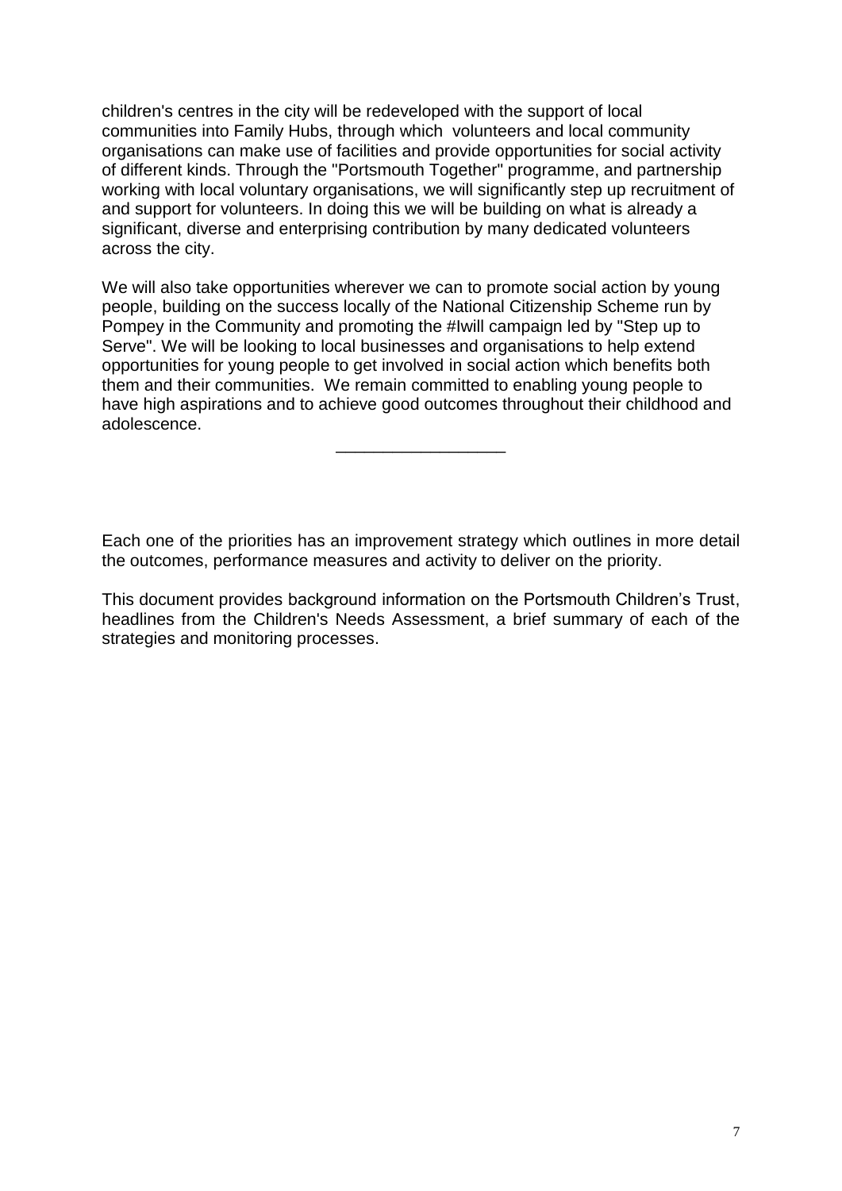children's centres in the city will be redeveloped with the support of local communities into Family Hubs, through which volunteers and local community organisations can make use of facilities and provide opportunities for social activity of different kinds. Through the "Portsmouth Together" programme, and partnership working with local voluntary organisations, we will significantly step up recruitment of and support for volunteers. In doing this we will be building on what is already a significant, diverse and enterprising contribution by many dedicated volunteers across the city.

We will also take opportunities wherever we can to promote social action by young people, building on the success locally of the National Citizenship Scheme run by Pompey in the Community and promoting the #Iwill campaign led by "Step up to Serve". We will be looking to local businesses and organisations to help extend opportunities for young people to get involved in social action which benefits both them and their communities. We remain committed to enabling young people to have high aspirations and to achieve good outcomes throughout their childhood and adolescence.

\_\_\_\_\_\_\_\_\_\_\_\_\_\_\_\_\_\_

Each one of the priorities has an improvement strategy which outlines in more detail the outcomes, performance measures and activity to deliver on the priority.

This document provides background information on the Portsmouth Children's Trust, headlines from the Children's Needs Assessment, a brief summary of each of the strategies and monitoring processes.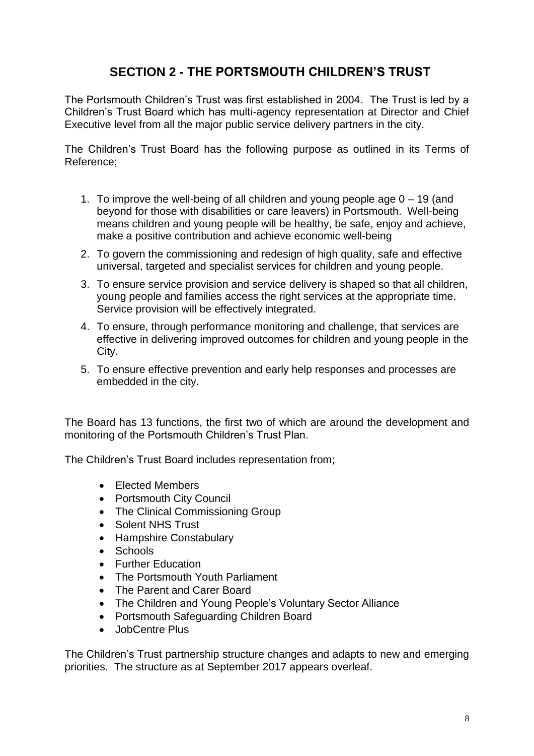## SECTION 2 - THE PORTSMOUTH CHILDREN'S TRUST

The Portsmouth Children's Trust was first established in 2004. The Trust is led by a Children's Trust Board which has multi-agency representation at Director and Chief Executive level from all the major public service delivery partners in the city.

The Children's Trust Board has the following purpose as outlined in its Terms of Reference;

1. To improve the well-being of all children and young people age 0 – 19 (and beyond for those with disabilities or care leavers) in Portsmouth. Well-being means children and young people will be healthy, be safe, enjoy and achieve, make a positive contribution and achieve economic well-being
2. To govern the commissioning and redesign of high quality, safe and effective universal, targeted and specialist services for children and young people.
3. To ensure service provision and service delivery is shaped so that all children, young people and families access the right services at the appropriate time. Service provision will be effectively integrated.
4. To ensure, through performance monitoring and challenge, that services are effective in delivering improved outcomes for children and young people in the City.
5. To ensure effective prevention and early help responses and processes are embedded in the city.

The Board has 13 functions, the first two of which are around the development and monitoring of the Portsmouth Children's Trust Plan.

The Children's Trust Board includes representation from;

- Elected Members
- Portsmouth City Council
- The Clinical Commissioning Group
- Solent NHS Trust
- Hampshire Constabulary
- Schools
- Further Education
- The Portsmouth Youth Parliament
- The Parent and Carer Board
- The Children and Young People's Voluntary Sector Alliance
- Portsmouth Safeguarding Children Board
- JobCentre Plus

The Children's Trust partnership structure changes and adapts to new and emerging priorities. The structure as at September 2017 appears overleaf.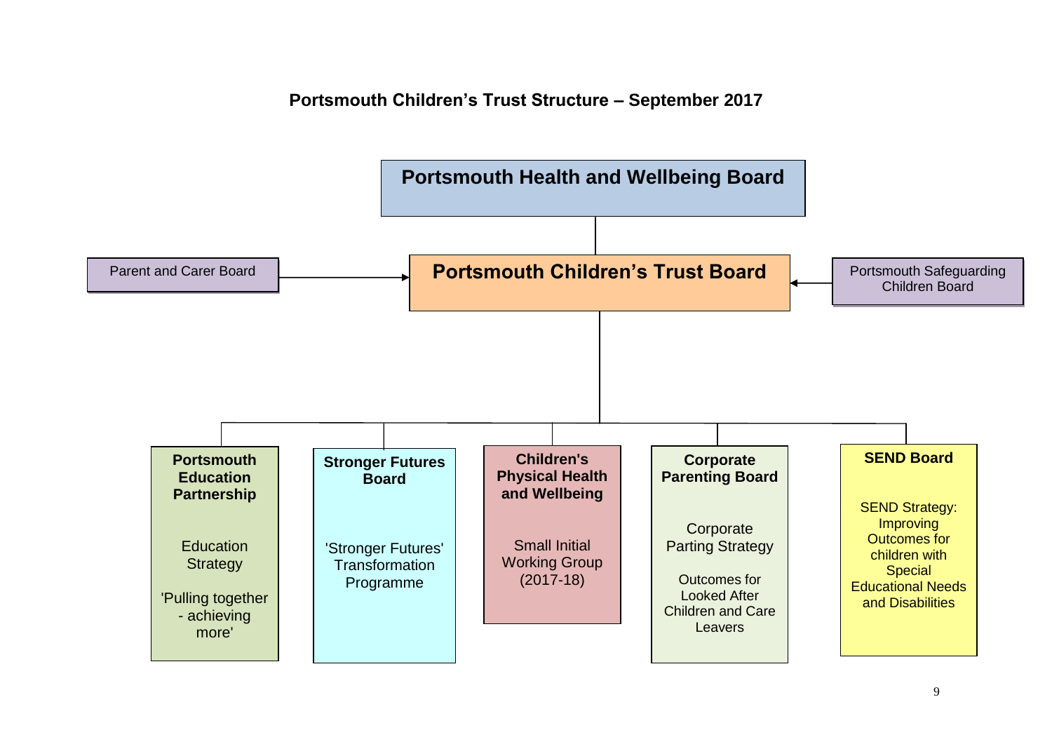**Portsmouth Children's Trust Structure – September 2017**

**Portsmouth Health and Wellbeing Board**

Parent and Carer Board

**Portsmouth Children's Trust Board**

Portsmouth Safeguarding Children Board

**Portsmouth Education Partnership**

Education Strategy

'Pulling together - achieving more'

**Stronger Futures Board**

'Stronger Futures' Transformation Programme

**Children's Physical Health and Wellbeing**

Small Initial Working Group (2017-18)

**Corporate Parenting Board**

Corporate Parting Strategy

Outcomes for Looked After Children and Care Leavers

**SEND Board**

SEND Strategy: Improving Outcomes for children with Special Educational Needs and Disabilities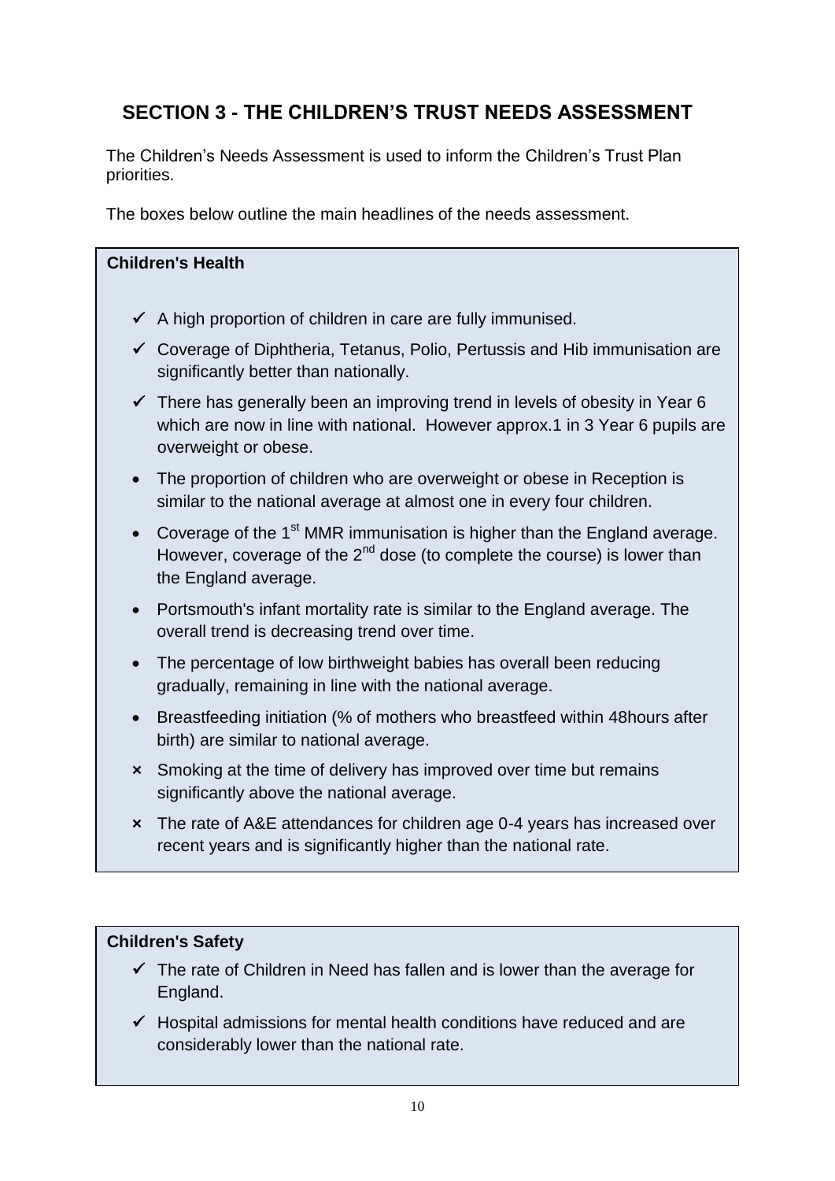## SECTION 3 - THE CHILDREN'S TRUST NEEDS ASSESSMENT

The Children's Needs Assessment is used to inform the Children's Trust Plan priorities.

The boxes below outline the main headlines of the needs assessment.

**Children's Health**

- ✓ A high proportion of children in care are fully immunised.
- ✓ Coverage of Diphtheria, Tetanus, Polio, Pertussis and Hib immunisation are significantly better than nationally.
- ✓ There has generally been an improving trend in levels of obesity in Year 6 which are now in line with national. However approx.1 in 3 Year 6 pupils are overweight or obese.
- The proportion of children who are overweight or obese in Reception is similar to the national average at almost one in every four children.
- Coverage of the 1st MMR immunisation is higher than the England average. However, coverage of the 2nd dose (to complete the course) is lower than the England average.
- Portsmouth's infant mortality rate is similar to the England average. The overall trend is decreasing trend over time.
- The percentage of low birthweight babies has overall been reducing gradually, remaining in line with the national average.
- Breastfeeding initiation (% of mothers who breastfeed within 48hours after birth) are similar to national average.
- × Smoking at the time of delivery has improved over time but remains significantly above the national average.
- × The rate of A&E attendances for children age 0-4 years has increased over recent years and is significantly higher than the national rate.

**Children's Safety**

- ✓ The rate of Children in Need has fallen and is lower than the average for England.
- ✓ Hospital admissions for mental health conditions have reduced and are considerably lower than the national rate.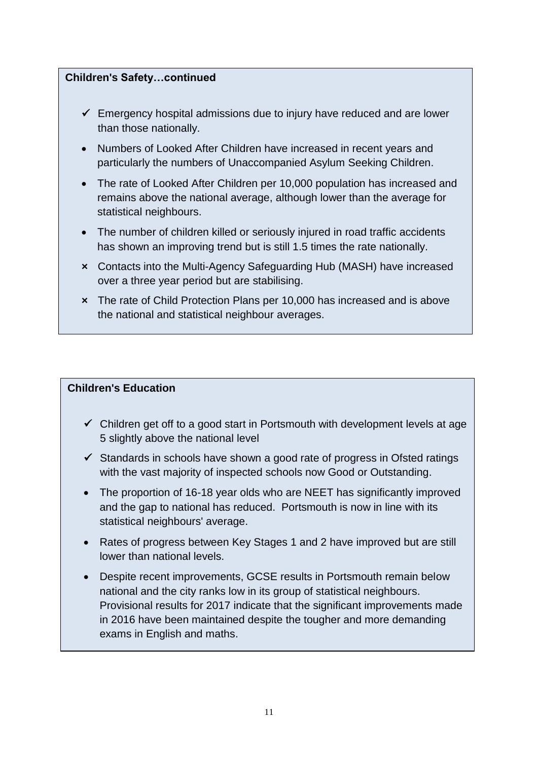**Children's Safety…continued**

- ✓ Emergency hospital admissions due to injury have reduced and are lower than those nationally.
- Numbers of Looked After Children have increased in recent years and particularly the numbers of Unaccompanied Asylum Seeking Children.
- The rate of Looked After Children per 10,000 population has increased and remains above the national average, although lower than the average for statistical neighbours.
- The number of children killed or seriously injured in road traffic accidents has shown an improving trend but is still 1.5 times the rate nationally.
- × Contacts into the Multi-Agency Safeguarding Hub (MASH) have increased over a three year period but are stabilising.
- × The rate of Child Protection Plans per 10,000 has increased and is above the national and statistical neighbour averages.

**Children's Education**

- ✓ Children get off to a good start in Portsmouth with development levels at age 5 slightly above the national level
- ✓ Standards in schools have shown a good rate of progress in Ofsted ratings with the vast majority of inspected schools now Good or Outstanding.
- The proportion of 16-18 year olds who are NEET has significantly improved and the gap to national has reduced. Portsmouth is now in line with its statistical neighbours' average.
- Rates of progress between Key Stages 1 and 2 have improved but are still lower than national levels.
- Despite recent improvements, GCSE results in Portsmouth remain below national and the city ranks low in its group of statistical neighbours. Provisional results for 2017 indicate that the significant improvements made in 2016 have been maintained despite the tougher and more demanding exams in English and maths.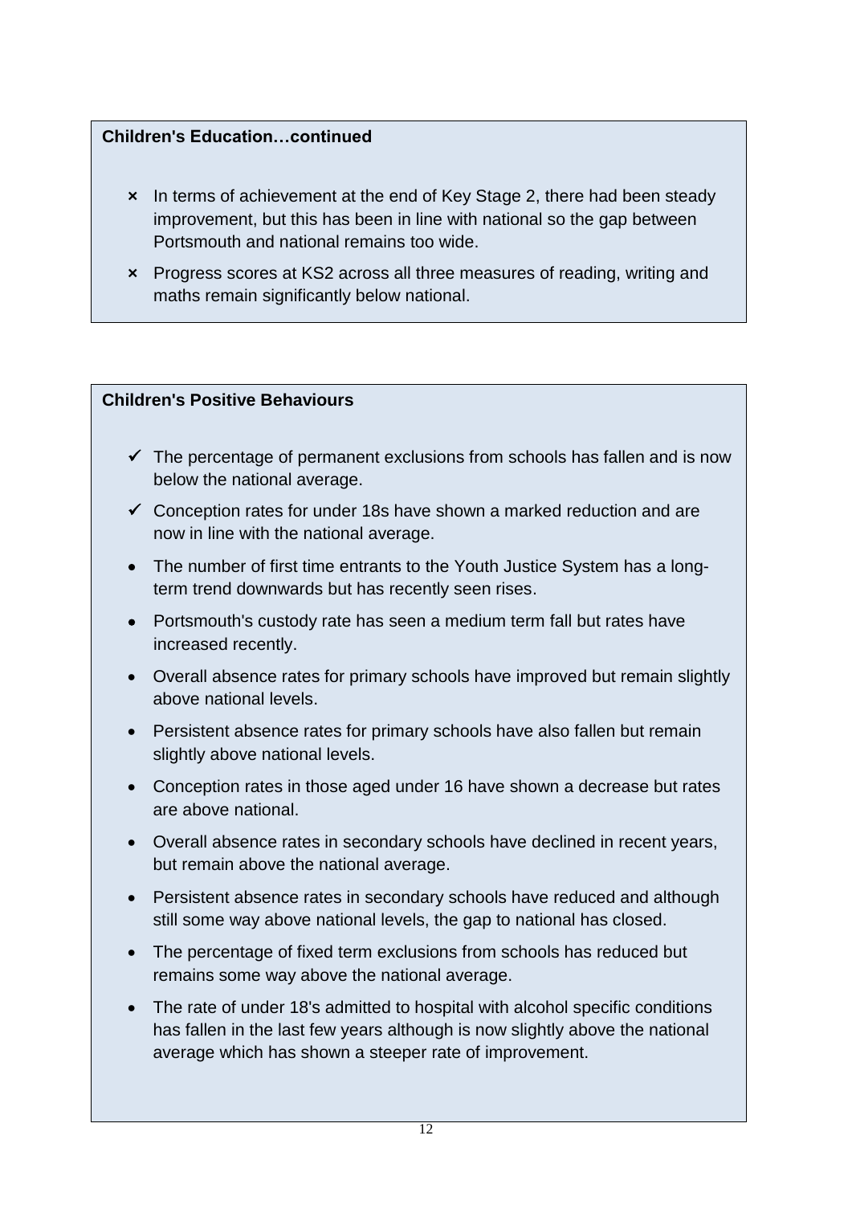**Children's Education…continued**

- × In terms of achievement at the end of Key Stage 2, there had been steady improvement, but this has been in line with national so the gap between Portsmouth and national remains too wide.
- × Progress scores at KS2 across all three measures of reading, writing and maths remain significantly below national.

**Children's Positive Behaviours**

- ✓ The percentage of permanent exclusions from schools has fallen and is now below the national average.
- ✓ Conception rates for under 18s have shown a marked reduction and are now in line with the national average.
- The number of first time entrants to the Youth Justice System has a long-term trend downwards but has recently seen rises.
- Portsmouth's custody rate has seen a medium term fall but rates have increased recently.
- Overall absence rates for primary schools have improved but remain slightly above national levels.
- Persistent absence rates for primary schools have also fallen but remain slightly above national levels.
- Conception rates in those aged under 16 have shown a decrease but rates are above national.
- Overall absence rates in secondary schools have declined in recent years, but remain above the national average.
- Persistent absence rates in secondary schools have reduced and although still some way above national levels, the gap to national has closed.
- The percentage of fixed term exclusions from schools has reduced but remains some way above the national average.
- The rate of under 18's admitted to hospital with alcohol specific conditions has fallen in the last few years although is now slightly above the national average which has shown a steeper rate of improvement.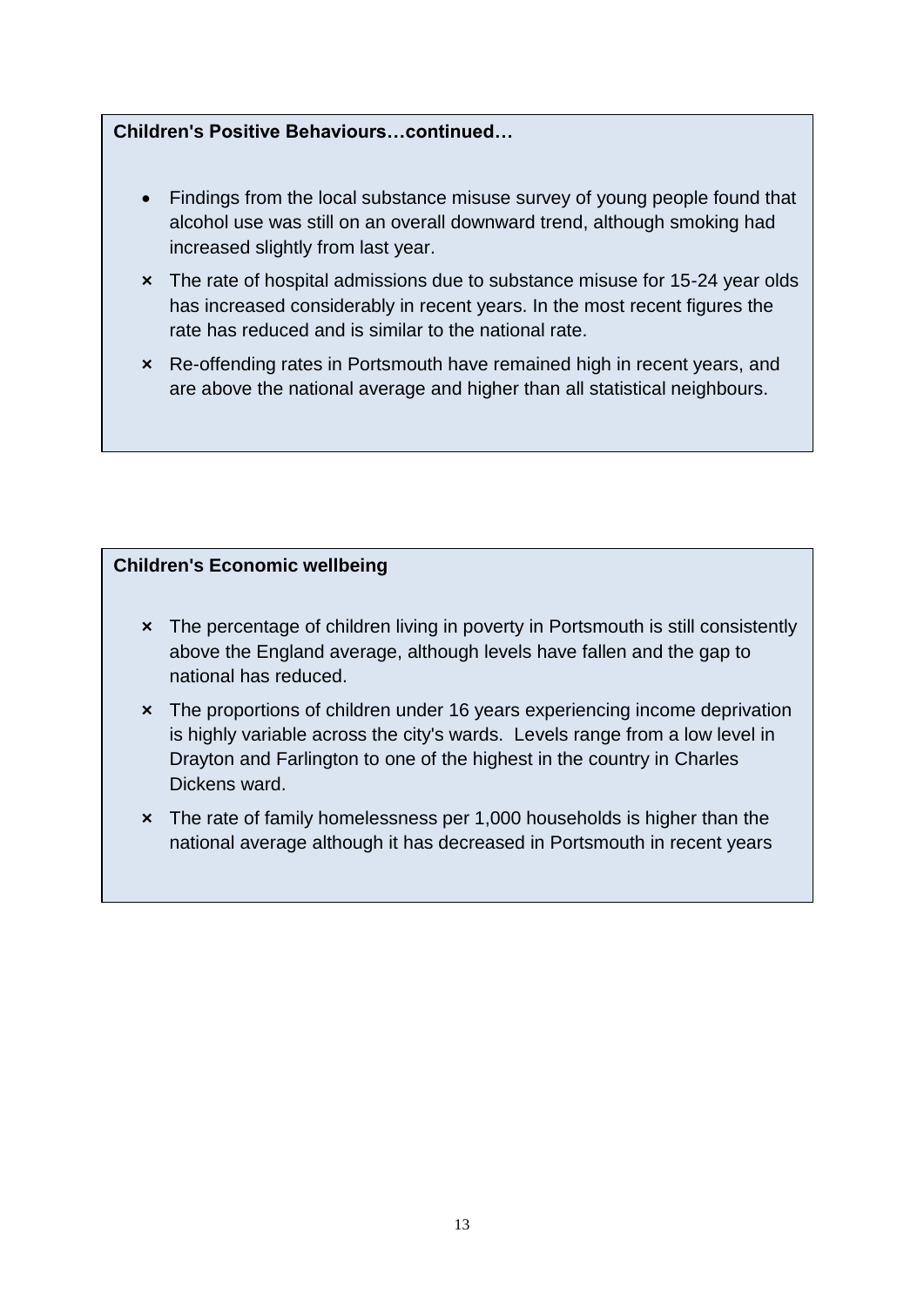**Children's Positive Behaviours…continued…**

- Findings from the local substance misuse survey of young people found that alcohol use was still on an overall downward trend, although smoking had increased slightly from last year.
- × The rate of hospital admissions due to substance misuse for 15-24 year olds has increased considerably in recent years. In the most recent figures the rate has reduced and is similar to the national rate.
- × Re-offending rates in Portsmouth have remained high in recent years, and are above the national average and higher than all statistical neighbours.

**Children's Economic wellbeing**

- × The percentage of children living in poverty in Portsmouth is still consistently above the England average, although levels have fallen and the gap to national has reduced.
- × The proportions of children under 16 years experiencing income deprivation is highly variable across the city's wards. Levels range from a low level in Drayton and Farlington to one of the highest in the country in Charles Dickens ward.
- × The rate of family homelessness per 1,000 households is higher than the national average although it has decreased in Portsmouth in recent years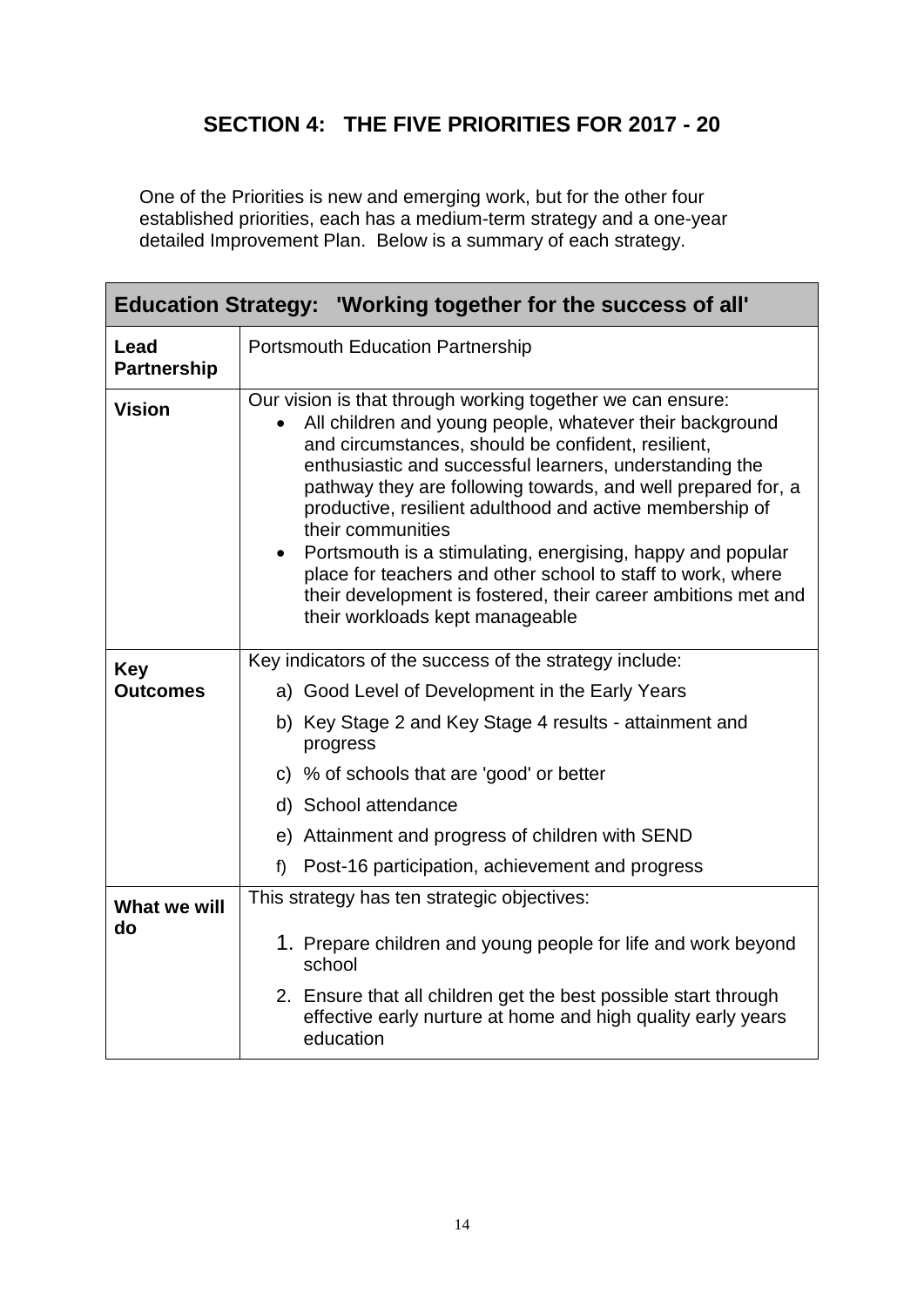## SECTION 4: THE FIVE PRIORITIES FOR 2017 - 20

One of the Priorities is new and emerging work, but for the other four established priorities, each has a medium-term strategy and a one-year detailed Improvement Plan. Below is a summary of each strategy.

| **Education Strategy: 'Working together for the success of all'** | |
|---|---|
| **Lead Partnership** | Portsmouth Education Partnership |
| **Vision** | Our vision is that through working together we can ensure:<br>• All children and young people, whatever their background and circumstances, should be confident, resilient, enthusiastic and successful learners, understanding the pathway they are following towards, and well prepared for, a productive, resilient adulthood and active membership of their communities<br>• Portsmouth is a stimulating, energising, happy and popular place for teachers and other school to staff to work, where their development is fostered, their career ambitions met and their workloads kept manageable |
| **Key Outcomes** | Key indicators of the success of the strategy include:<br>a) Good Level of Development in the Early Years<br>b) Key Stage 2 and Key Stage 4 results - attainment and progress<br>c) % of schools that are 'good' or better<br>d) School attendance<br>e) Attainment and progress of children with SEND<br>f) Post-16 participation, achievement and progress |
| **What we will do** | This strategy has ten strategic objectives:<br>1. Prepare children and young people for life and work beyond school<br>2. Ensure that all children get the best possible start through effective early nurture at home and high quality early years education |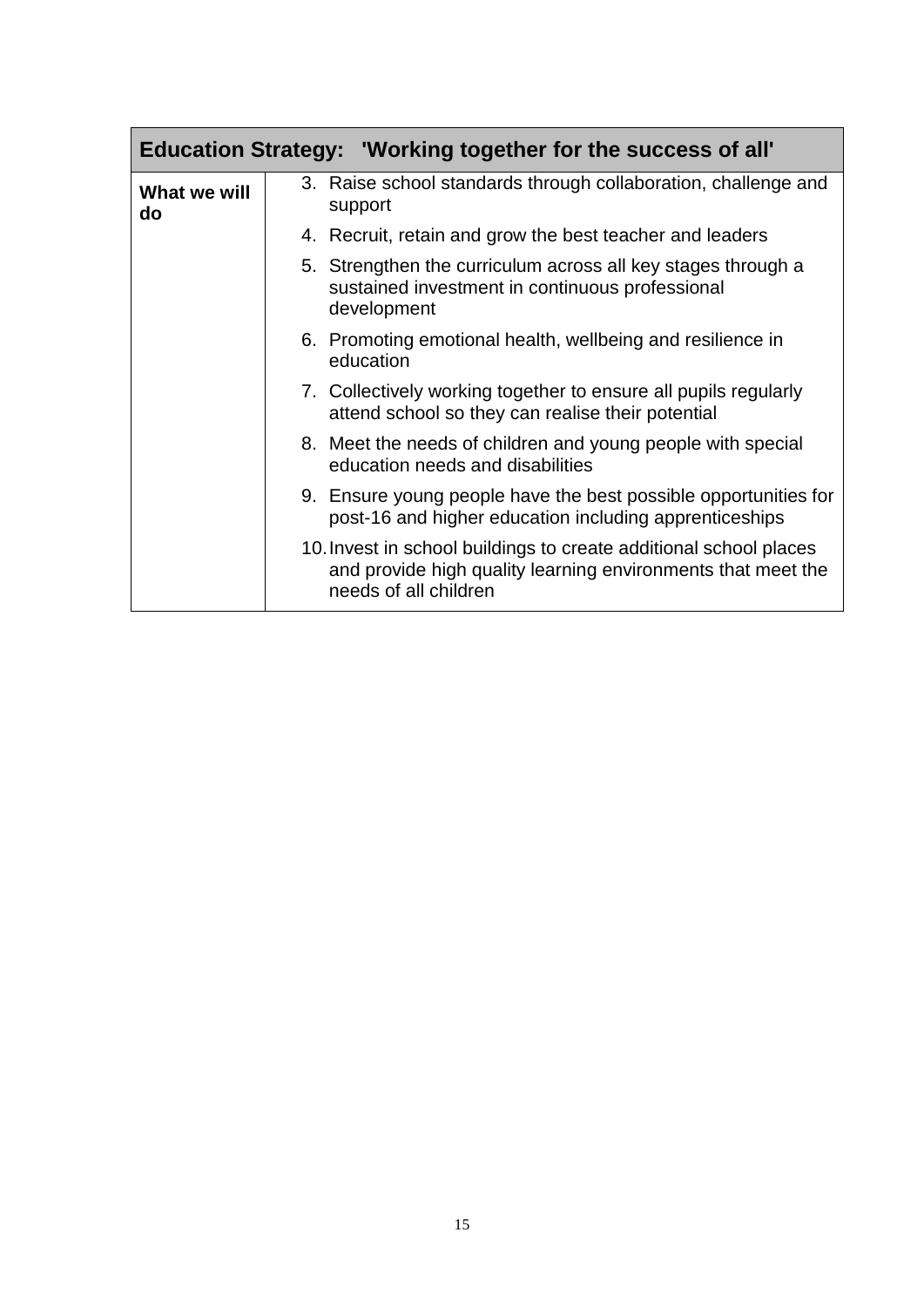| Education Strategy: 'Working together for the success of all' | |
|---|---|
| **What we will do** | 3. Raise school standards through collaboration, challenge and support<br>4. Recruit, retain and grow the best teacher and leaders<br>5. Strengthen the curriculum across all key stages through a sustained investment in continuous professional development<br>6. Promoting emotional health, wellbeing and resilience in education<br>7. Collectively working together to ensure all pupils regularly attend school so they can realise their potential<br>8. Meet the needs of children and young people with special education needs and disabilities<br>9. Ensure young people have the best possible opportunities for post-16 and higher education including apprenticeships<br>10. Invest in school buildings to create additional school places and provide high quality learning environments that meet the needs of all children |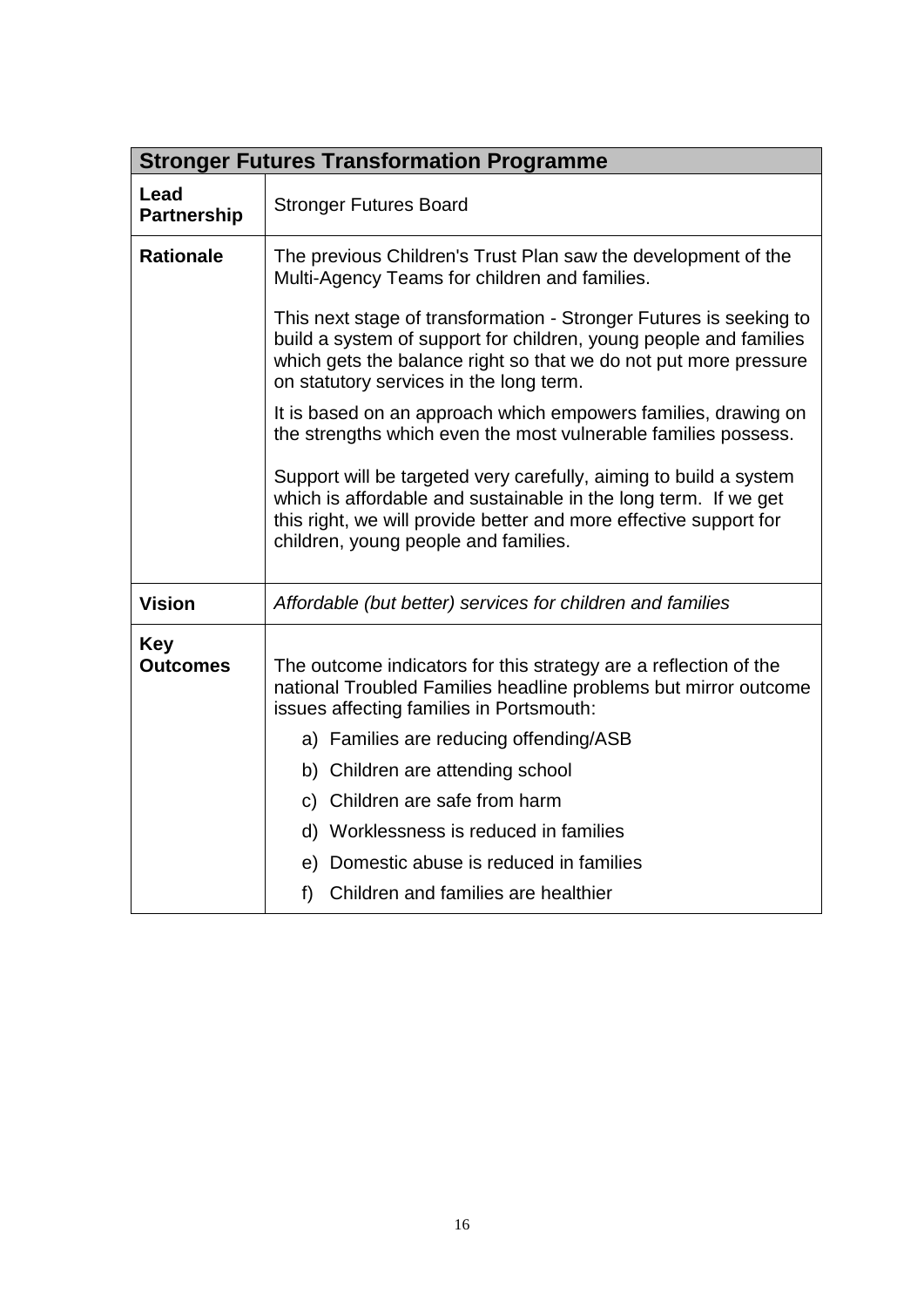| Stronger Futures Transformation Programme | |
|---|---|
| **Lead Partnership** | Stronger Futures Board |
| **Rationale** | The previous Children's Trust Plan saw the development of the Multi-Agency Teams for children and families.<br><br>This next stage of transformation - Stronger Futures is seeking to build a system of support for children, young people and families which gets the balance right so that we do not put more pressure on statutory services in the long term.<br><br>It is based on an approach which empowers families, drawing on the strengths which even the most vulnerable families possess.<br><br>Support will be targeted very carefully, aiming to build a system which is affordable and sustainable in the long term. If we get this right, we will provide better and more effective support for children, young people and families. |
| **Vision** | *Affordable (but better) services for children and families* |
| **Key Outcomes** | The outcome indicators for this strategy are a reflection of the national Troubled Families headline problems but mirror outcome issues affecting families in Portsmouth:<br>a) Families are reducing offending/ASB<br>b) Children are attending school<br>c) Children are safe from harm<br>d) Worklessness is reduced in families<br>e) Domestic abuse is reduced in families<br>f) Children and families are healthier |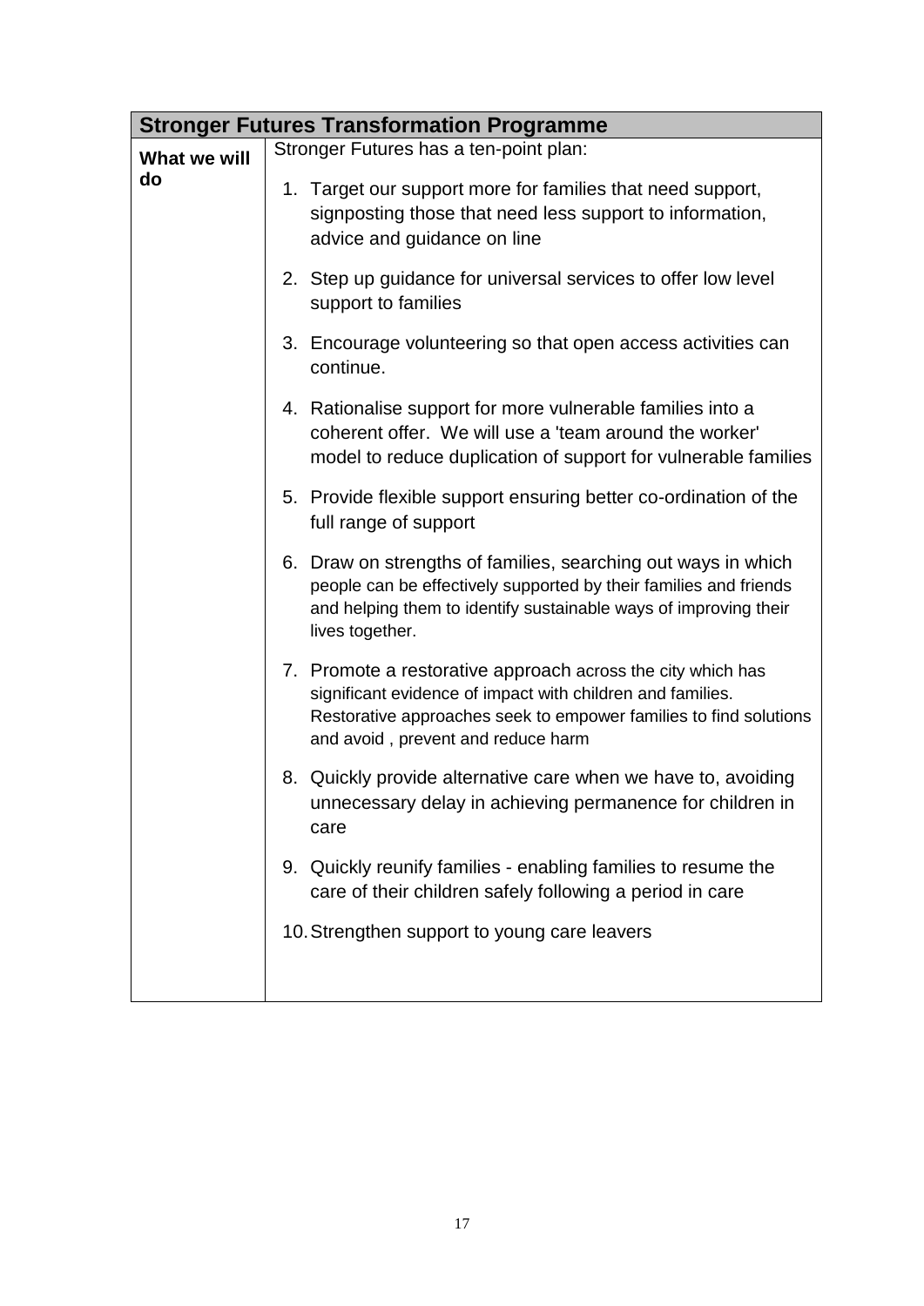| Stronger Futures Transformation Programme | |
|---|---|
| **What we will do** | Stronger Futures has a ten-point plan:<br><br>1. Target our support more for families that need support, signposting those that need less support to information, advice and guidance on line<br>2. Step up guidance for universal services to offer low level support to families<br>3. Encourage volunteering so that open access activities can continue.<br>4. Rationalise support for more vulnerable families into a coherent offer. We will use a 'team around the worker' model to reduce duplication of support for vulnerable families<br>5. Provide flexible support ensuring better co-ordination of the full range of support<br>6. Draw on strengths of families, searching out ways in which people can be effectively supported by their families and friends and helping them to identify sustainable ways of improving their lives together.<br>7. Promote a restorative approach across the city which has significant evidence of impact with children and families. Restorative approaches seek to empower families to find solutions and avoid , prevent and reduce harm<br>8. Quickly provide alternative care when we have to, avoiding unnecessary delay in achieving permanence for children in care<br>9. Quickly reunify families - enabling families to resume the care of their children safely following a period in care<br>10. Strengthen support to young care leavers |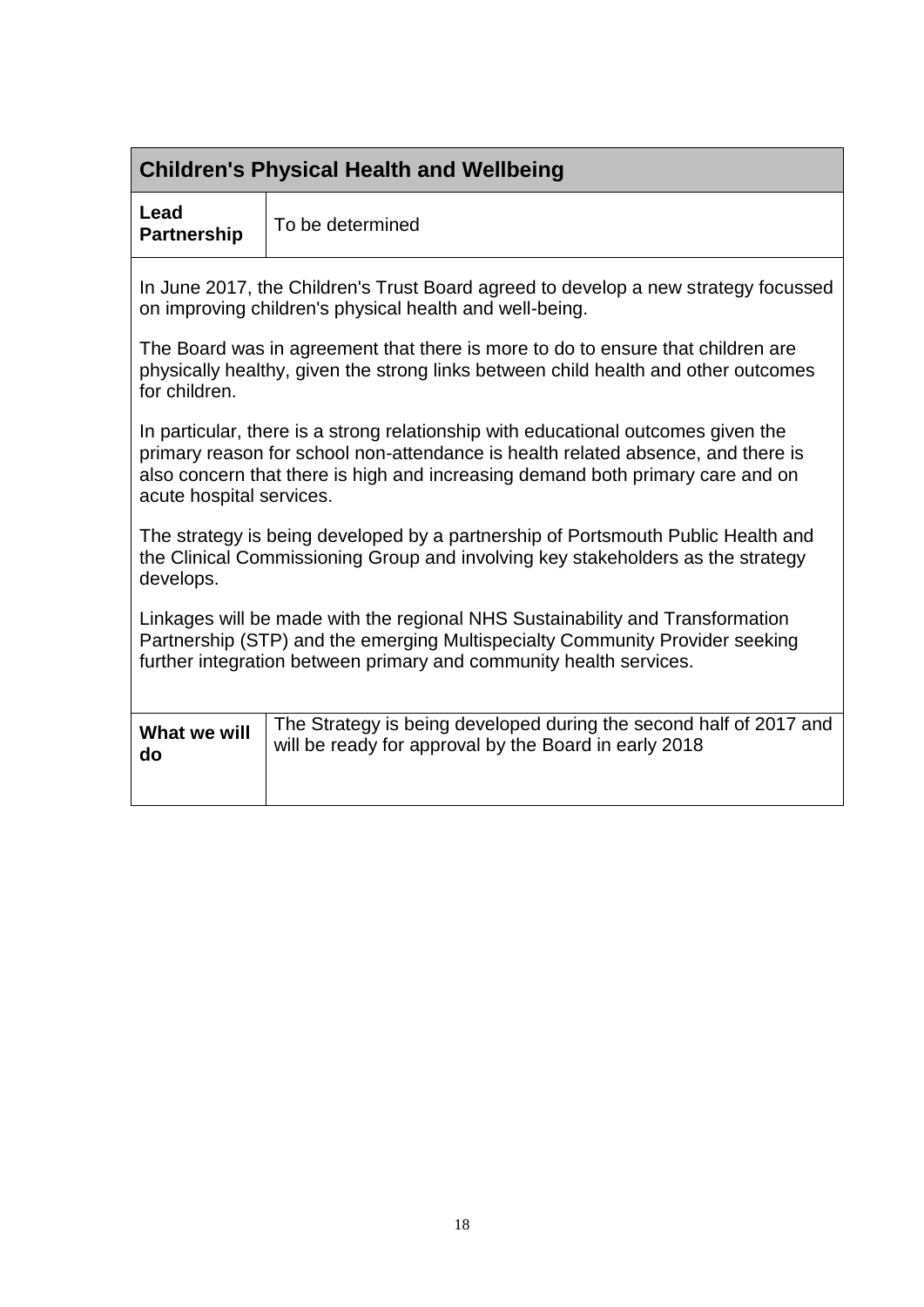## Children's Physical Health and Wellbeing

| **Lead Partnership** | To be determined |
|---|---|

In June 2017, the Children's Trust Board agreed to develop a new strategy focussed on improving children's physical health and well-being.

The Board was in agreement that there is more to do to ensure that children are physically healthy, given the strong links between child health and other outcomes for children.

In particular, there is a strong relationship with educational outcomes given the primary reason for school non-attendance is health related absence, and there is also concern that there is high and increasing demand both primary care and on acute hospital services.

The strategy is being developed by a partnership of Portsmouth Public Health and the Clinical Commissioning Group and involving key stakeholders as the strategy develops.

Linkages will be made with the regional NHS Sustainability and Transformation Partnership (STP) and the emerging Multispecialty Community Provider seeking further integration between primary and community health services.

| **What we will do** | The Strategy is being developed during the second half of 2017 and will be ready for approval by the Board in early 2018 |
|---|---|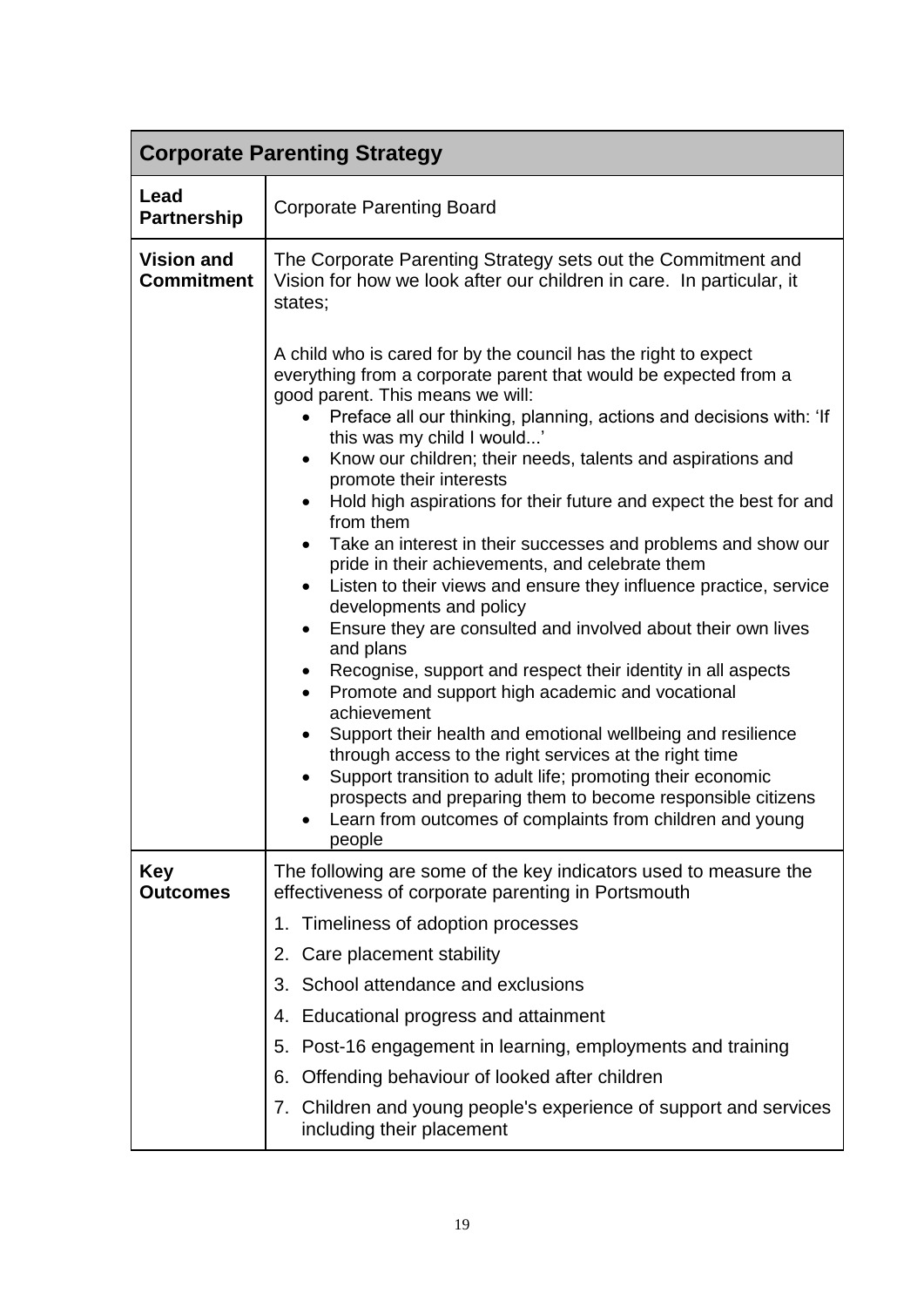| Corporate Parenting Strategy | |
|---|---|
| **Lead Partnership** | Corporate Parenting Board |
| **Vision and Commitment** | The Corporate Parenting Strategy sets out the Commitment and Vision for how we look after our children in care. In particular, it states;<br><br>A child who is cared for by the council has the right to expect everything from a corporate parent that would be expected from a good parent. This means we will:<br>• Preface all our thinking, planning, actions and decisions with: 'If this was my child I would...'<br>• Know our children; their needs, talents and aspirations and promote their interests<br>• Hold high aspirations for their future and expect the best for and from them<br>• Take an interest in their successes and problems and show our pride in their achievements, and celebrate them<br>• Listen to their views and ensure they influence practice, service developments and policy<br>• Ensure they are consulted and involved about their own lives and plans<br>• Recognise, support and respect their identity in all aspects<br>• Promote and support high academic and vocational achievement<br>• Support their health and emotional wellbeing and resilience through access to the right services at the right time<br>• Support transition to adult life; promoting their economic prospects and preparing them to become responsible citizens<br>• Learn from outcomes of complaints from children and young people |
| **Key Outcomes** | The following are some of the key indicators used to measure the effectiveness of corporate parenting in Portsmouth<br>1. Timeliness of adoption processes<br>2. Care placement stability<br>3. School attendance and exclusions<br>4. Educational progress and attainment<br>5. Post-16 engagement in learning, employments and training<br>6. Offending behaviour of looked after children<br>7. Children and young people's experience of support and services including their placement |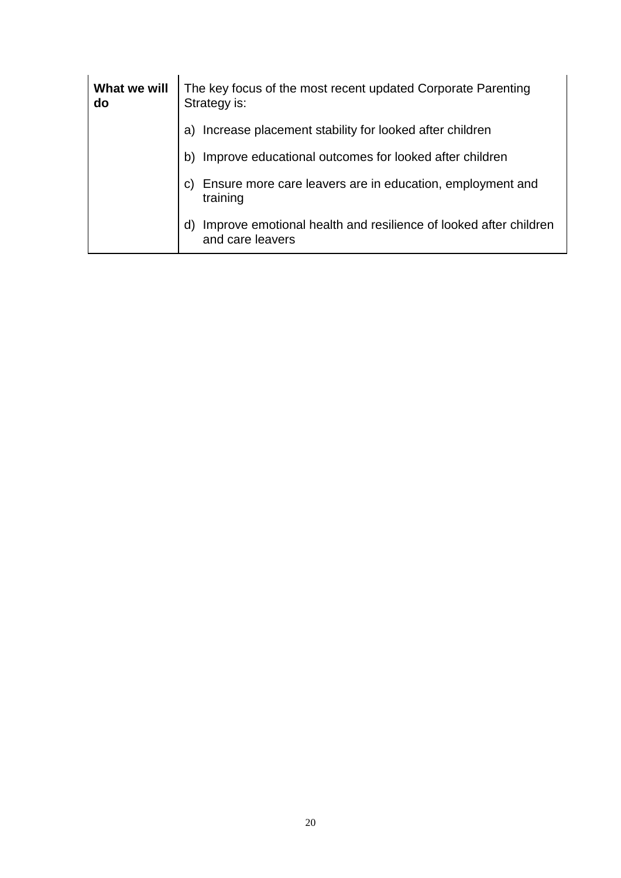| What we will do | The key focus of the most recent updated Corporate Parenting Strategy is:<br><br>a) Increase placement stability for looked after children<br><br>b) Improve educational outcomes for looked after children<br><br>c) Ensure more care leavers are in education, employment and training<br><br>d) Improve emotional health and resilience of looked after children and care leavers |
|---|---|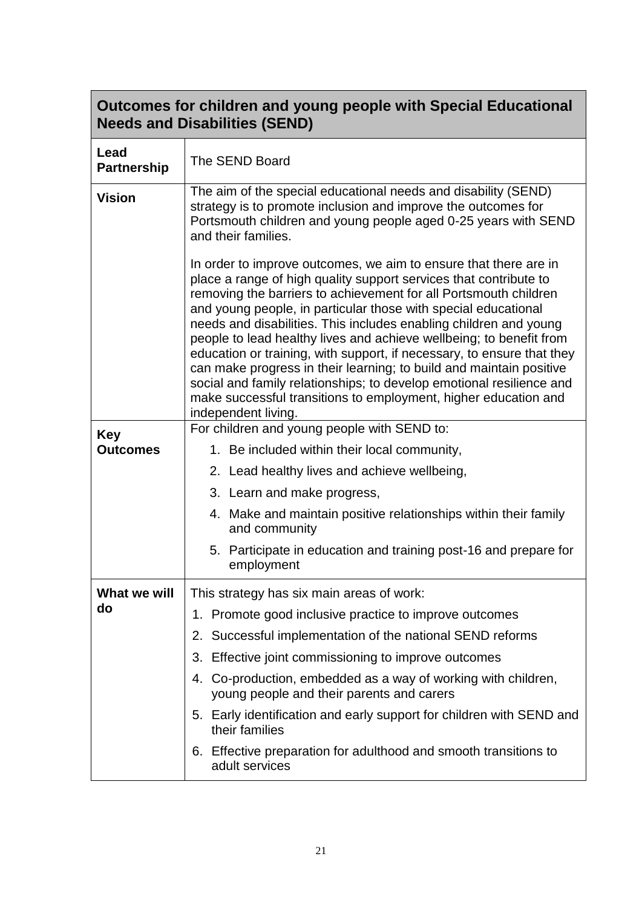| Outcomes for children and young people with Special Educational Needs and Disabilities (SEND) | |
|---|---|
| **Lead Partnership** | The SEND Board |
| **Vision** | The aim of the special educational needs and disability (SEND) strategy is to promote inclusion and improve the outcomes for Portsmouth children and young people aged 0-25 years with SEND and their families.<br><br>In order to improve outcomes, we aim to ensure that there are in place a range of high quality support services that contribute to removing the barriers to achievement for all Portsmouth children and young people, in particular those with special educational needs and disabilities. This includes enabling children and young people to lead healthy lives and achieve wellbeing; to benefit from education or training, with support, if necessary, to ensure that they can make progress in their learning; to build and maintain positive social and family relationships; to develop emotional resilience and make successful transitions to employment, higher education and independent living. |
| **Key Outcomes** | For children and young people with SEND to:<br>1. Be included within their local community,<br>2. Lead healthy lives and achieve wellbeing,<br>3. Learn and make progress,<br>4. Make and maintain positive relationships within their family and community<br>5. Participate in education and training post-16 and prepare for employment |
| **What we will do** | This strategy has six main areas of work:<br>1. Promote good inclusive practice to improve outcomes<br>2. Successful implementation of the national SEND reforms<br>3. Effective joint commissioning to improve outcomes<br>4. Co-production, embedded as a way of working with children, young people and their parents and carers<br>5. Early identification and early support for children with SEND and their families<br>6. Effective preparation for adulthood and smooth transitions to adult services |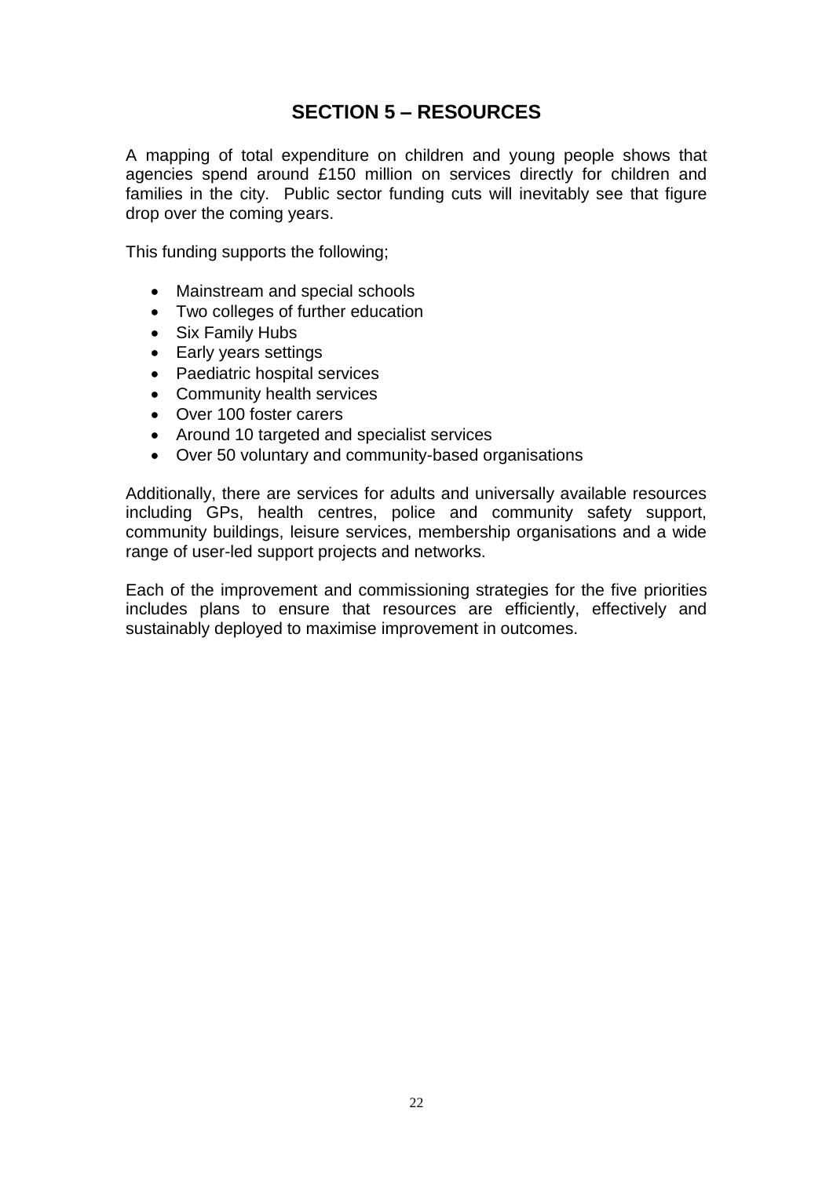## SECTION 5 – RESOURCES

A mapping of total expenditure on children and young people shows that agencies spend around £150 million on services directly for children and families in the city. Public sector funding cuts will inevitably see that figure drop over the coming years.

This funding supports the following;

- Mainstream and special schools
- Two colleges of further education
- Six Family Hubs
- Early years settings
- Paediatric hospital services
- Community health services
- Over 100 foster carers
- Around 10 targeted and specialist services
- Over 50 voluntary and community-based organisations

Additionally, there are services for adults and universally available resources including GPs, health centres, police and community safety support, community buildings, leisure services, membership organisations and a wide range of user-led support projects and networks.

Each of the improvement and commissioning strategies for the five priorities includes plans to ensure that resources are efficiently, effectively and sustainably deployed to maximise improvement in outcomes.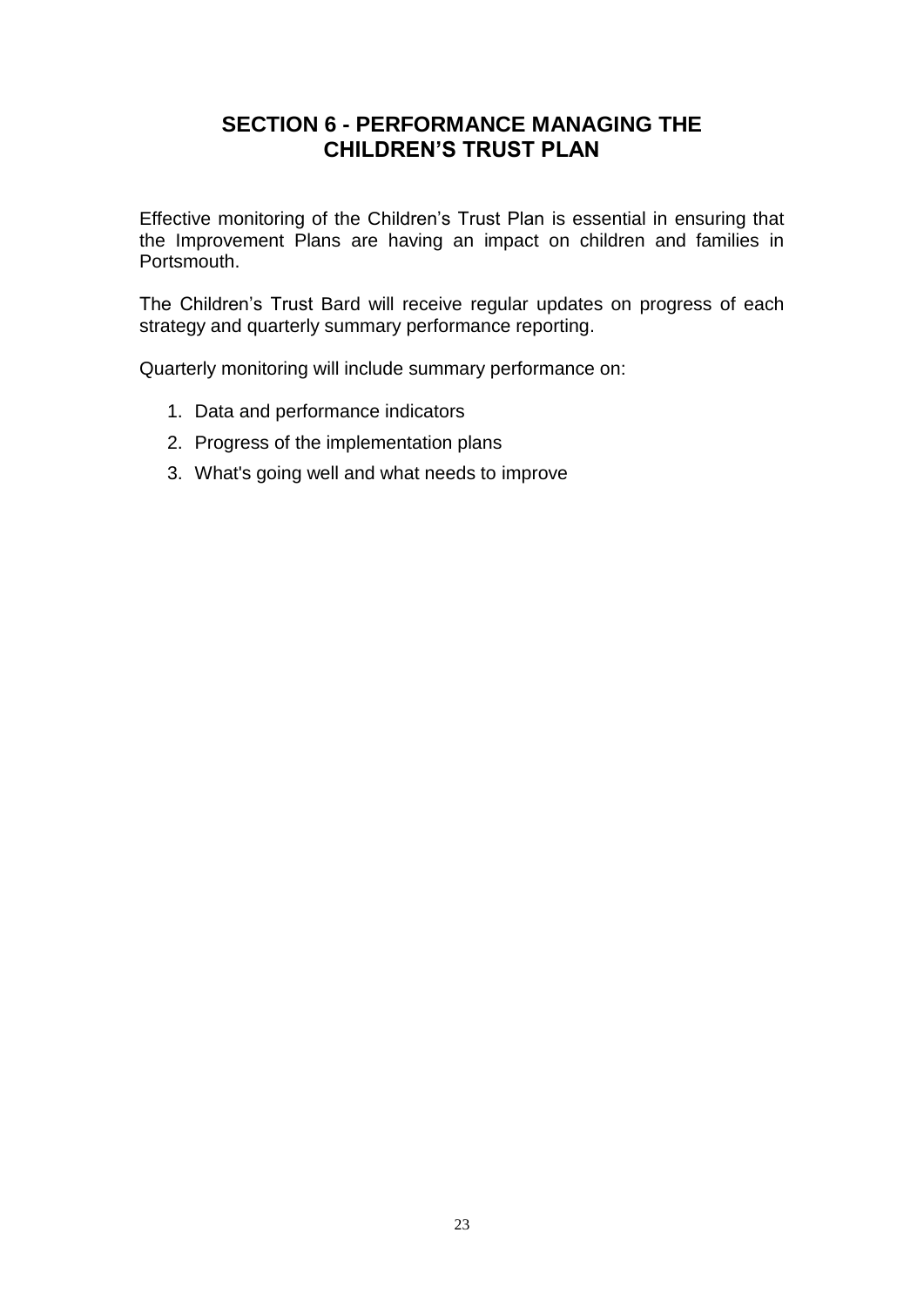# SECTION 6 - PERFORMANCE MANAGING THE CHILDREN'S TRUST PLAN

Effective monitoring of the Children's Trust Plan is essential in ensuring that the Improvement Plans are having an impact on children and families in Portsmouth.

The Children's Trust Bard will receive regular updates on progress of each strategy and quarterly summary performance reporting.

Quarterly monitoring will include summary performance on:

1. Data and performance indicators
2. Progress of the implementation plans
3. What's going well and what needs to improve